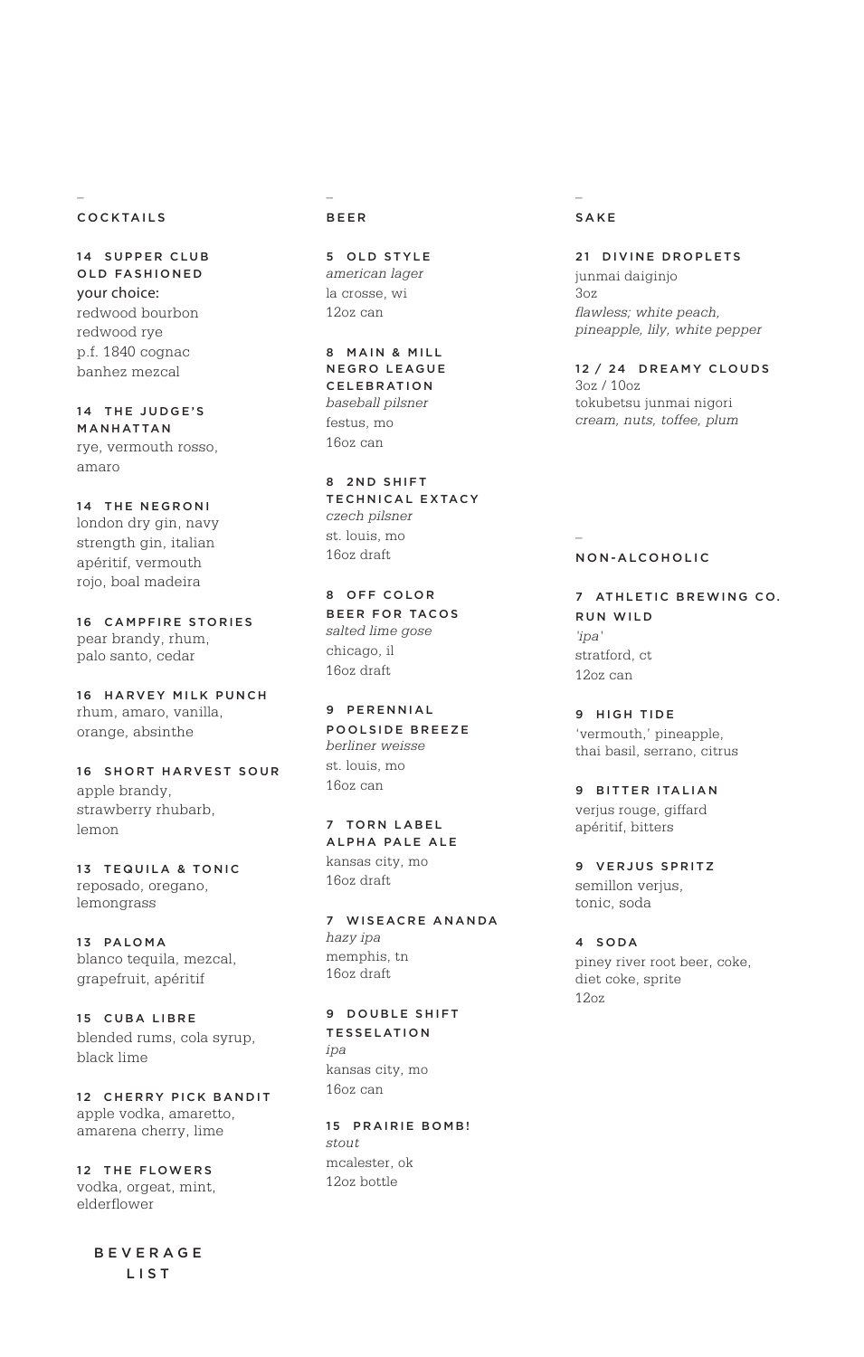## COCKTAILS

**14 SUPPER CLUB OLD FASHIONED**
your choice:
redwood bourbon
redwood rye
p.f. 1840 cognac
banhez mezcal

**14 THE JUDGE'S MANHATTAN**
rye, vermouth rosso, amaro

**14 THE NEGRONI**
london dry gin, navy strength gin, italian apéritif, vermouth rojo, boal madeira

**16 CAMPFIRE STORIES**
pear brandy, rhum, palo santo, cedar

**16 HARVEY MILK PUNCH**
rhum, amaro, vanilla, orange, absinthe

**16 SHORT HARVEST SOUR**
apple brandy, strawberry rhubarb, lemon

**13 TEQUILA & TONIC**
reposado, oregano, lemongrass

**13 PALOMA**
blanco tequila, mezcal, grapefruit, apéritif

**15 CUBA LIBRE**
blended rums, cola syrup, black lime

**12 CHERRY PICK BANDIT**
apple vodka, amaretto, amarena cherry, lime

**12 THE FLOWERS**
vodka, orgeat, mint, elderflower

## BEER

**5 OLD STYLE**
*american lager*
la crosse, wi
12oz can

**8 MAIN & MILL NEGRO LEAGUE CELEBRATION**
*baseball pilsner*
festus, mo
16oz can

**8 2ND SHIFT TECHNICAL EXTACY**
*czech pilsner*
st. louis, mo
16oz draft

**8 OFF COLOR BEER FOR TACOS**
*salted lime gose*
chicago, il
16oz draft

**9 PERENNIAL POOLSIDE BREEZE**
*berliner weisse*
st. louis, mo
16oz can

**7 TORN LABEL ALPHA PALE ALE**
kansas city, mo
16oz draft

**7 WISEACRE ANANDA**
*hazy ipa*
memphis, tn
16oz draft

**9 DOUBLE SHIFT TESSELATION**
*ipa*
kansas city, mo
16oz can

**15 PRAIRIE BOMB!**
*stout*
mcalester, ok
12oz bottle

## SAKE

**21 DIVINE DROPLETS**
junmai daiginjo
3oz
*flawless; white peach, pineapple, lily, white pepper*

**12 / 24 DREAMY CLOUDS**
3oz / 10oz
tokubetsu junmai nigori
*cream, nuts, toffee, plum*

## NON-ALCOHOLIC

**7 ATHLETIC BREWING CO. RUN WILD**
*'ipa'*
stratford, ct
12oz can

**9 HIGH TIDE**
'vermouth,' pineapple, thai basil, serrano, citrus

**9 BITTER ITALIAN**
verjus rouge, giffard apéritif, bitters

**9 VERJUS SPRITZ**
semillon verjus, tonic, soda

**4 SODA**
piney river root beer, coke, diet coke, sprite
12oz

BEVERAGE LIST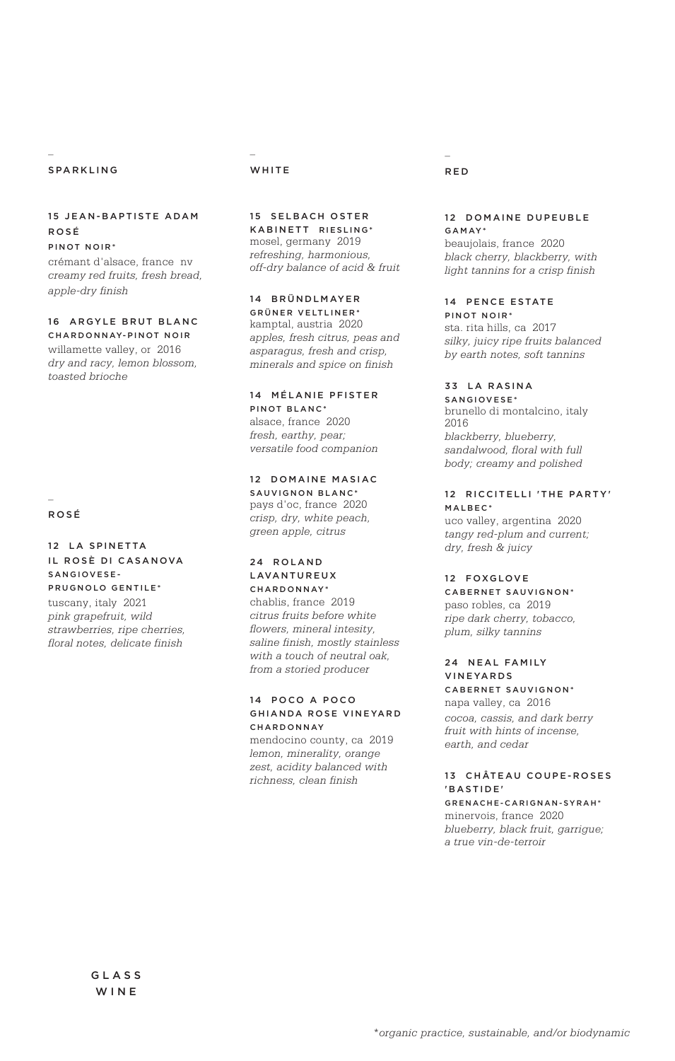## SPARKLING

**15 JEAN-BAPTISTE ADAM ROSÉ**
**PINOT NOIR***
crémant d'alsace, france nv
*creamy red fruits, fresh bread, apple-dry finish*

**16 ARGYLE BRUT BLANC**
**CHARDONNAY-PINOT NOIR**
willamette valley, or 2016
*dry and racy, lemon blossom, toasted brioche*

## ROSÉ

**12 LA SPINETTA IL ROSÈ DI CASANOVA**
**SANGIOVESE-PRUGNOLO GENTILE***
tuscany, italy 2021
*pink grapefruit, wild strawberries, ripe cherries, floral notes, delicate finish*

## WHITE

**15 SELBACH OSTER KABINETT RIESLING***
mosel, germany 2019
*refreshing, harmonious, off-dry balance of acid & fruit*

**14 BRÜNDLMAYER**
**GRÜNER VELTLINER***
kamptal, austria 2020
*apples, fresh citrus, peas and asparagus, fresh and crisp, minerals and spice on finish*

**14 MÉLANIE PFISTER**
**PINOT BLANC***
alsace, france 2020
*fresh, earthy, pear; versatile food companion*

**12 DOMAINE MASIAC**
**SAUVIGNON BLANC***
pays d'oc, france 2020
*crisp, dry, white peach, green apple, citrus*

**24 ROLAND LAVANTUREUX**
**CHARDONNAY***
chablis, france 2019
*citrus fruits before white flowers, mineral intesity, saline finish, mostly stainless with a touch of neutral oak, from a storied producer*

**14 POCO A POCO GHIANDA ROSE VINEYARD**
**CHARDONNAY**
mendocino county, ca 2019
*lemon, minerality, orange zest, acidity balanced with richness, clean finish*

## RED

**12 DOMAINE DUPEUBLE**
**GAMAY***
beaujolais, france 2020
*black cherry, blackberry, with light tannins for a crisp finish*

**14 PENCE ESTATE**
**PINOT NOIR***
sta. rita hills, ca 2017
*silky, juicy ripe fruits balanced by earth notes, soft tannins*

**33 LA RASINA**
**SANGIOVESE***
brunello di montalcino, italy 2016
*blackberry, blueberry, sandalwood, floral with full body; creamy and polished*

**12 RICCITELLI 'THE PARTY'**
**MALBEC***
uco valley, argentina 2020
*tangy red-plum and current; dry, fresh & juicy*

**12 FOXGLOVE**
**CABERNET SAUVIGNON***
paso robles, ca 2019
*ripe dark cherry, tobacco, plum, silky tannins*

**24 NEAL FAMILY VINEYARDS**
**CABERNET SAUVIGNON***
napa valley, ca 2016
*cocoa, cassis, and dark berry fruit with hints of incense, earth, and cedar*

**13 CHÂTEAU COUPE-ROSES 'BASTIDE'**
**GRENACHE-CARIGNAN-SYRAH***
minervois, france 2020
*blueberry, black fruit, garrigue; a true vin-de-terroir*

GLASS
WINE

*\*organic practice, sustainable, and/or biodynamic*